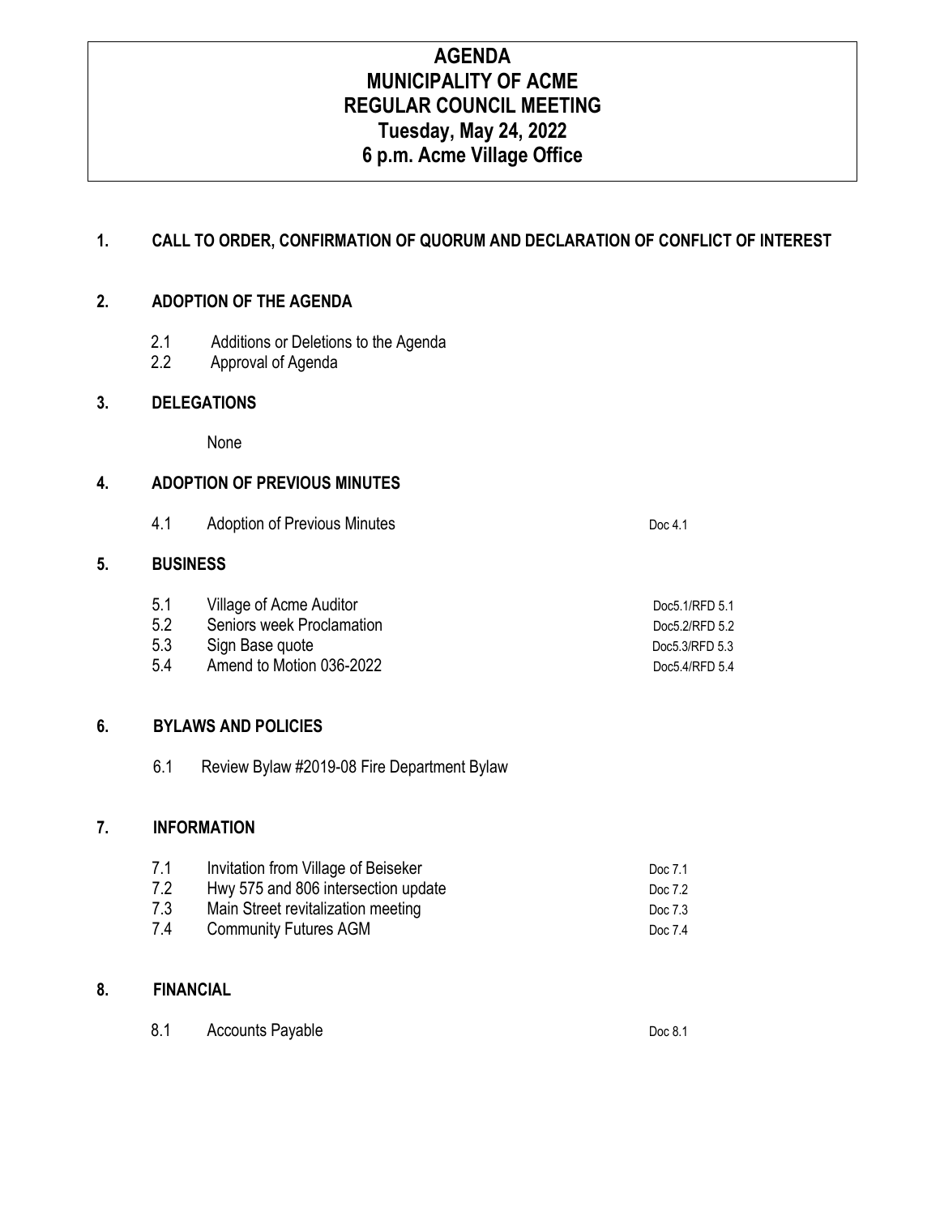# AGENDA
# MUNICIPALITY OF ACME
# REGULAR COUNCIL MEETING
# Tuesday, May 24, 2022
# 6 p.m. Acme Village Office

## 1. CALL TO ORDER, CONFIRMATION OF QUORUM AND DECLARATION OF CONFLICT OF INTEREST

## 2. ADOPTION OF THE AGENDA

2.1 Additions or Deletions to the Agenda
2.2 Approval of Agenda

## 3. DELEGATIONS

None

## 4. ADOPTION OF PREVIOUS MINUTES

| | | |
|---|---|---|
| 4.1 | Adoption of Previous Minutes | Doc 4.1 |

## 5. BUSINESS

| | | |
|---|---|---|
| 5.1 | Village of Acme Auditor | Doc5.1/RFD 5.1 |
| 5.2 | Seniors week Proclamation | Doc5.2/RFD 5.2 |
| 5.3 | Sign Base quote | Doc5.3/RFD 5.3 |
| 5.4 | Amend to Motion 036-2022 | Doc5.4/RFD 5.4 |

## 6. BYLAWS AND POLICIES

6.1 Review Bylaw #2019-08 Fire Department Bylaw

## 7. INFORMATION

| | | |
|---|---|---|
| 7.1 | Invitation from Village of Beiseker | Doc 7.1 |
| 7.2 | Hwy 575 and 806 intersection update | Doc 7.2 |
| 7.3 | Main Street revitalization meeting | Doc 7.3 |
| 7.4 | Community Futures AGM | Doc 7.4 |

## 8. FINANCIAL

| | | |
|---|---|---|
| 8.1 | Accounts Payable | Doc 8.1 |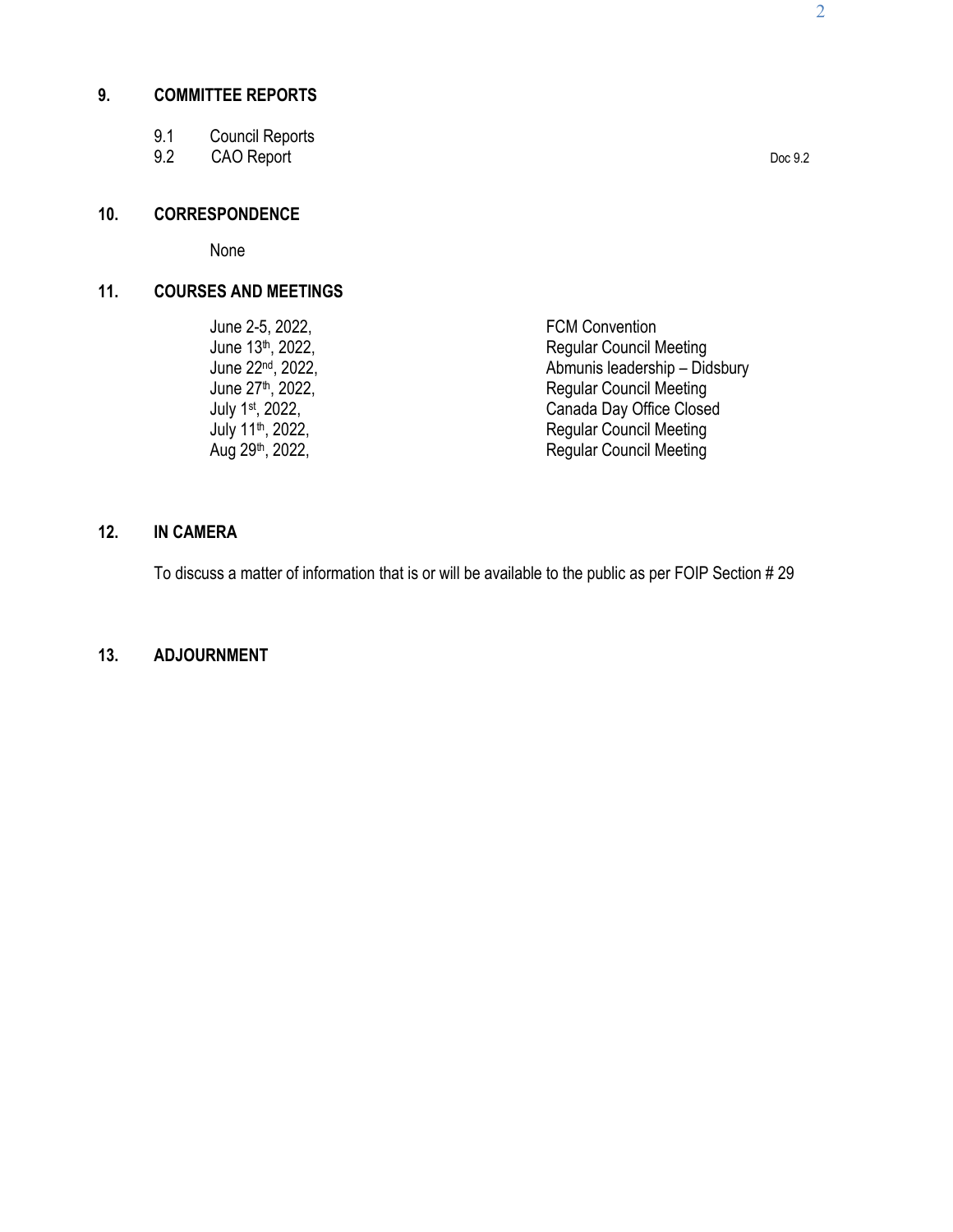## 9. COMMITTEE REPORTS

9.1 Council Reports

9.2 CAO Report — Doc 9.2

## 10. CORRESPONDENCE

None

## 11. COURSES AND MEETINGS

| | |
|---|---|
| June 2-5, 2022, | FCM Convention |
| June 13th, 2022, | Regular Council Meeting |
| June 22nd, 2022, | Abmunis leadership – Didsbury |
| June 27th, 2022, | Regular Council Meeting |
| July 1st, 2022, | Canada Day Office Closed |
| July 11th, 2022, | Regular Council Meeting |
| Aug 29th, 2022, | Regular Council Meeting |

## 12. IN CAMERA

To discuss a matter of information that is or will be available to the public as per FOIP Section # 29

## 13. ADJOURNMENT